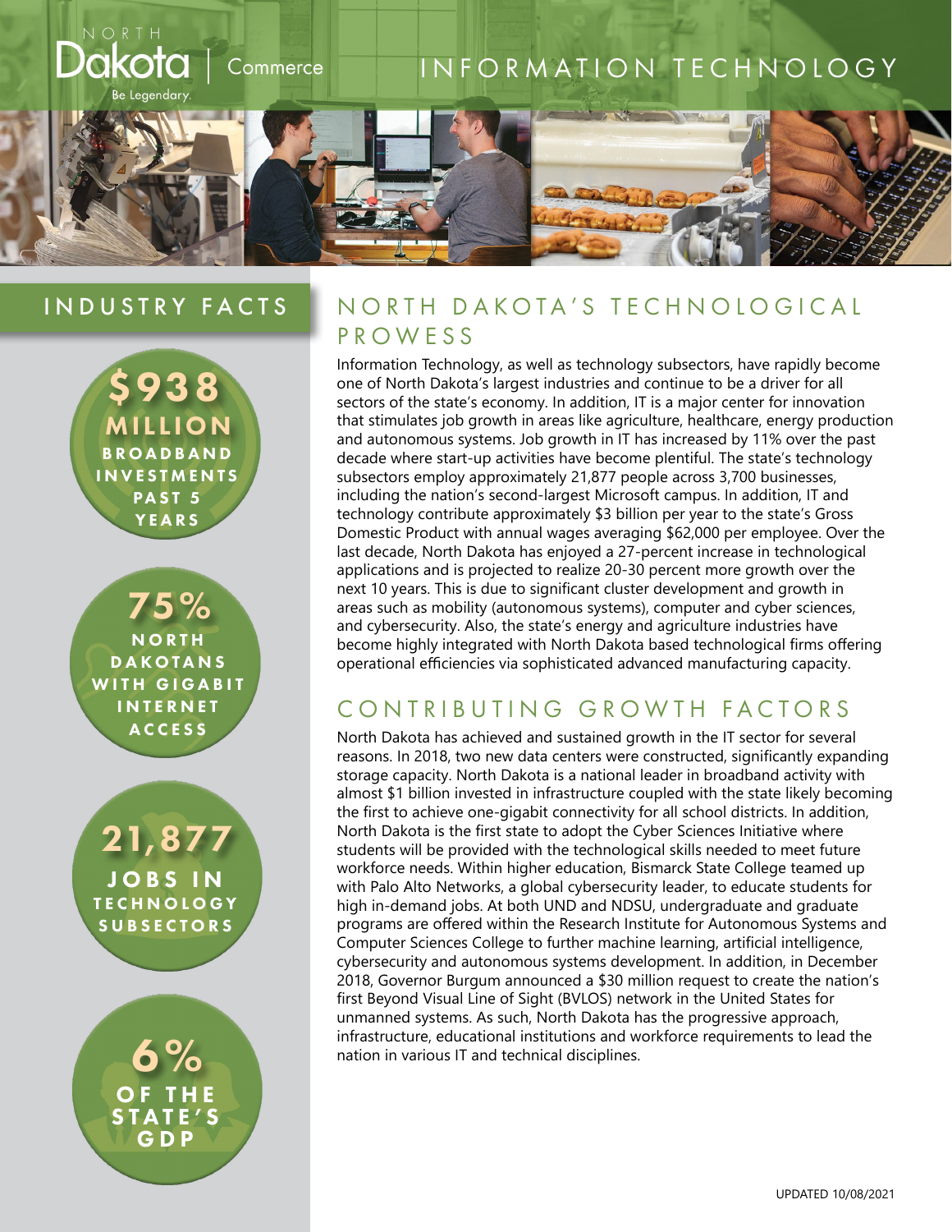# INFORMATION TECHNOLOGY

## INDUSTRY FACTS

**$938 MILLION** BROADBAND INVESTMENTS PAST 5 YEARS

**75%** NORTH DAKOTANS WITH GIGABIT INTERNET ACCESS

**21,877** JOBS IN TECHNOLOGY SUBSECTORS

**6%** OF THE STATE'S GDP

## NORTH DAKOTA'S TECHNOLOGICAL PROWESS

Information Technology, as well as technology subsectors, have rapidly become one of North Dakota's largest industries and continue to be a driver for all sectors of the state's economy. In addition, IT is a major center for innovation that stimulates job growth in areas like agriculture, healthcare, energy production and autonomous systems. Job growth in IT has increased by 11% over the past decade where start-up activities have become plentiful. The state's technology subsectors employ approximately 21,877 people across 3,700 businesses, including the nation's second-largest Microsoft campus. In addition, IT and technology contribute approximately $3 billion per year to the state's Gross Domestic Product with annual wages averaging $62,000 per employee. Over the last decade, North Dakota has enjoyed a 27-percent increase in technological applications and is projected to realize 20-30 percent more growth over the next 10 years. This is due to significant cluster development and growth in areas such as mobility (autonomous systems), computer and cyber sciences, and cybersecurity. Also, the state's energy and agriculture industries have become highly integrated with North Dakota based technological firms offering operational efficiencies via sophisticated advanced manufacturing capacity.

## CONTRIBUTING GROWTH FACTORS

North Dakota has achieved and sustained growth in the IT sector for several reasons. In 2018, two new data centers were constructed, significantly expanding storage capacity. North Dakota is a national leader in broadband activity with almost $1 billion invested in infrastructure coupled with the state likely becoming the first to achieve one-gigabit connectivity for all school districts. In addition, North Dakota is the first state to adopt the Cyber Sciences Initiative where students will be provided with the technological skills needed to meet future workforce needs. Within higher education, Bismarck State College teamed up with Palo Alto Networks, a global cybersecurity leader, to educate students for high in-demand jobs. At both UND and NDSU, undergraduate and graduate programs are offered within the Research Institute for Autonomous Systems and Computer Sciences College to further machine learning, artificial intelligence, cybersecurity and autonomous systems development. In addition, in December 2018, Governor Burgum announced a $30 million request to create the nation's first Beyond Visual Line of Sight (BVLOS) network in the United States for unmanned systems. As such, North Dakota has the progressive approach, infrastructure, educational institutions and workforce requirements to lead the nation in various IT and technical disciplines.

UPDATED 10/08/2021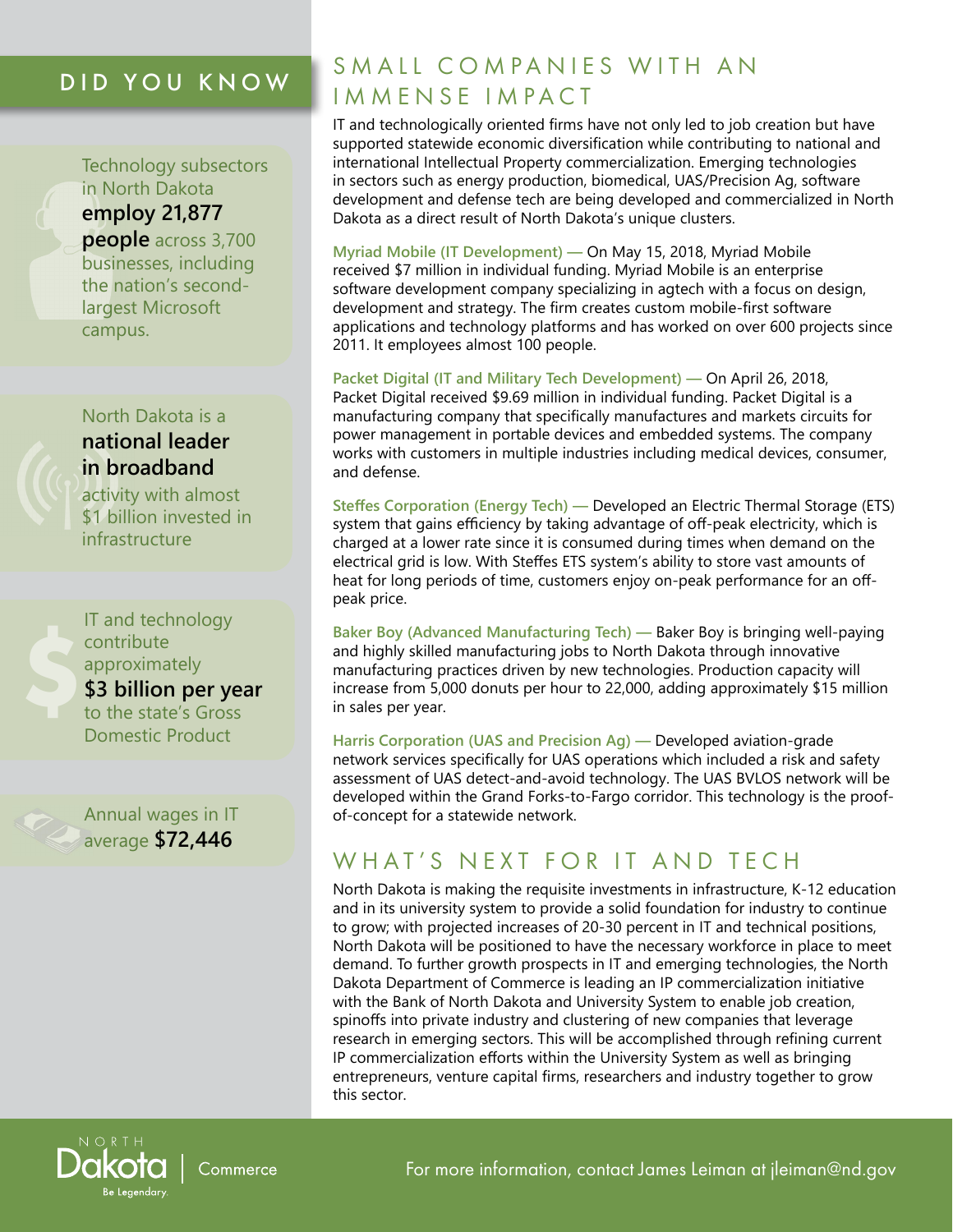## DID YOU KNOW

Technology subsectors in North Dakota **employ 21,877 people** across 3,700 businesses, including the nation's second-largest Microsoft campus.

North Dakota is a **national leader in broadband** activity with almost $1 billion invested in infrastructure

IT and technology contribute approximately **$3 billion per year** to the state's Gross Domestic Product

Annual wages in IT average **$72,446**

## SMALL COMPANIES WITH AN IMMENSE IMPACT

IT and technologically oriented firms have not only led to job creation but have supported statewide economic diversification while contributing to national and international Intellectual Property commercialization. Emerging technologies in sectors such as energy production, biomedical, UAS/Precision Ag, software development and defense tech are being developed and commercialized in North Dakota as a direct result of North Dakota's unique clusters.

**Myriad Mobile (IT Development) —** On May 15, 2018, Myriad Mobile received $7 million in individual funding. Myriad Mobile is an enterprise software development company specializing in agtech with a focus on design, development and strategy. The firm creates custom mobile-first software applications and technology platforms and has worked on over 600 projects since 2011. It employees almost 100 people.

**Packet Digital (IT and Military Tech Development) —** On April 26, 2018, Packet Digital received $9.69 million in individual funding. Packet Digital is a manufacturing company that specifically manufactures and markets circuits for power management in portable devices and embedded systems. The company works with customers in multiple industries including medical devices, consumer, and defense.

**Steffes Corporation (Energy Tech) —** Developed an Electric Thermal Storage (ETS) system that gains efficiency by taking advantage of off-peak electricity, which is charged at a lower rate since it is consumed during times when demand on the electrical grid is low. With Steffes ETS system's ability to store vast amounts of heat for long periods of time, customers enjoy on-peak performance for an off-peak price.

**Baker Boy (Advanced Manufacturing Tech) —** Baker Boy is bringing well-paying and highly skilled manufacturing jobs to North Dakota through innovative manufacturing practices driven by new technologies. Production capacity will increase from 5,000 donuts per hour to 22,000, adding approximately $15 million in sales per year.

**Harris Corporation (UAS and Precision Ag) —** Developed aviation-grade network services specifically for UAS operations which included a risk and safety assessment of UAS detect-and-avoid technology. The UAS BVLOS network will be developed within the Grand Forks-to-Fargo corridor. This technology is the proof-of-concept for a statewide network.

## WHAT'S NEXT FOR IT AND TECH

North Dakota is making the requisite investments in infrastructure, K-12 education and in its university system to provide a solid foundation for industry to continue to grow; with projected increases of 20-30 percent in IT and technical positions, North Dakota will be positioned to have the necessary workforce in place to meet demand. To further growth prospects in IT and emerging technologies, the North Dakota Department of Commerce is leading an IP commercialization initiative with the Bank of North Dakota and University System to enable job creation, spinoffs into private industry and clustering of new companies that leverage research in emerging sectors. This will be accomplished through refining current IP commercialization efforts within the University System as well as bringing entrepreneurs, venture capital firms, researchers and industry together to grow this sector.

NORTH Dakota Be Legendary. | Commerce

For more information, contact James Leiman at jleiman@nd.gov